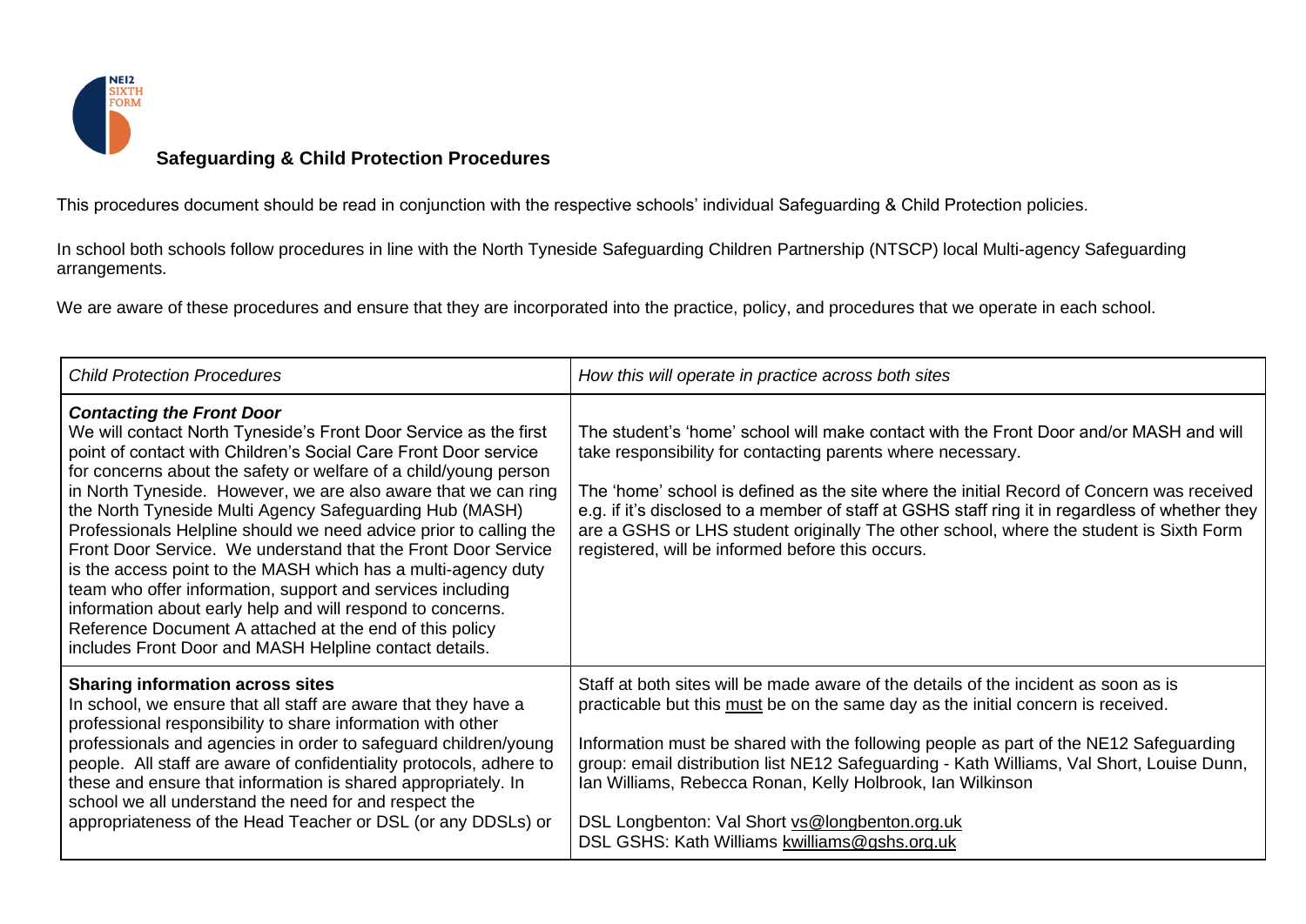NEI2 SIXTH FORM

# Safeguarding & Child Protection Procedures

This procedures document should be read in conjunction with the respective schools' individual Safeguarding & Child Protection policies.

In school both schools follow procedures in line with the North Tyneside Safeguarding Children Partnership (NTSCP) local Multi-agency Safeguarding arrangements.

We are aware of these procedures and ensure that they are incorporated into the practice, policy, and procedures that we operate in each school.

| *Child Protection Procedures* | *How this will operate in practice across both sites* |
| --- | --- |
| ***Contacting the Front Door*** We will contact North Tyneside's Front Door Service as the first point of contact with Children's Social Care Front Door service for concerns about the safety or welfare of a child/young person in North Tyneside. However, we are also aware that we can ring the North Tyneside Multi Agency Safeguarding Hub (MASH) Professionals Helpline should we need advice prior to calling the Front Door Service. We understand that the Front Door Service is the access point to the MASH which has a multi-agency duty team who offer information, support and services including information about early help and will respond to concerns. Reference Document A attached at the end of this policy includes Front Door and MASH Helpline contact details. | The student's 'home' school will make contact with the Front Door and/or MASH and will take responsibility for contacting parents where necessary.<br><br>The 'home' school is defined as the site where the initial Record of Concern was received e.g. if it's disclosed to a member of staff at GSHS staff ring it in regardless of whether they are a GSHS or LHS student originally The other school, where the student is Sixth Form registered, will be informed before this occurs. |
| **Sharing information across sites** In school, we ensure that all staff are aware that they have a professional responsibility to share information with other professionals and agencies in order to safeguard children/young people. All staff are aware of confidentiality protocols, adhere to these and ensure that information is shared appropriately. In school we all understand the need for and respect the appropriateness of the Head Teacher or DSL (or any DDSLs) or | Staff at both sites will be made aware of the details of the incident as soon as is practicable but this must be on the same day as the initial concern is received.<br><br>Information must be shared with the following people as part of the NE12 Safeguarding group: email distribution list NE12 Safeguarding - Kath Williams, Val Short, Louise Dunn, Ian Williams, Rebecca Ronan, Kelly Holbrook, Ian Wilkinson<br><br>DSL Longbenton: Val Short vs@longbenton.org.uk<br>DSL GSHS: Kath Williams kwilliams@gshs.org.uk |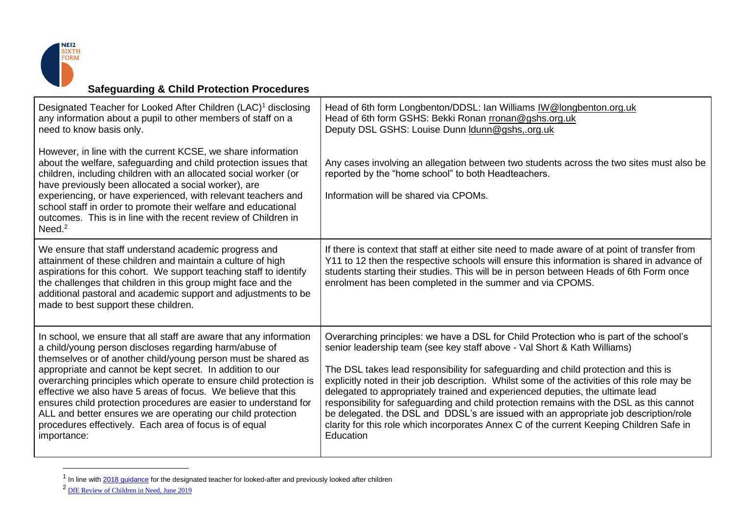## Safeguarding & Child Protection Procedures

| | |
|---|---|
| Designated Teacher for Looked After Children (LAC)[1] disclosing any information about a pupil to other members of staff on a need to know basis only.<br><br>However, in line with the current KCSE, we share information about the welfare, safeguarding and child protection issues that children, including children with an allocated social worker (or have previously been allocated a social worker), are experiencing, or have experienced, with relevant teachers and school staff in order to promote their welfare and educational outcomes. This is in line with the recent review of Children in Need.[2] | Head of 6th form Longbenton/DDSL: Ian Williams IW@longbenton.org.uk<br>Head of 6th form GSHS: Bekki Ronan rronan@gshs.org.uk<br>Deputy DSL GSHS: Louise Dunn ldunn@gshs,.org.uk<br><br>Any cases involving an allegation between two students across the two sites must also be reported by the "home school" to both Headteachers.<br><br>Information will be shared via CPOMs. |
| We ensure that staff understand academic progress and attainment of these children and maintain a culture of high aspirations for this cohort. We support teaching staff to identify the challenges that children in this group might face and the additional pastoral and academic support and adjustments to be made to best support these children. | If there is context that staff at either site need to made aware of at point of transfer from Y11 to 12 then the respective schools will ensure this information is shared in advance of students starting their studies. This will be in person between Heads of 6th Form once enrolment has been completed in the summer and via CPOMS. |
| In school, we ensure that all staff are aware that any information a child/young person discloses regarding harm/abuse of themselves or of another child/young person must be shared as appropriate and cannot be kept secret. In addition to our overarching principles which operate to ensure child protection is effective we also have 5 areas of focus. We believe that this ensures child protection procedures are easier to understand for ALL and better ensures we are operating our child protection procedures effectively. Each area of focus is of equal importance: | Overarching principles: we have a DSL for Child Protection who is part of the school's senior leadership team (see key staff above - Val Short & Kath Williams)<br><br>The DSL takes lead responsibility for safeguarding and child protection and this is explicitly noted in their job description. Whilst some of the activities of this role may be delegated to appropriately trained and experienced deputies, the ultimate lead responsibility for safeguarding and child protection remains with the DSL as this cannot be delegated. the DSL and DDSL's are issued with an appropriate job description/role clarity for this role which incorporates Annex C of the current Keeping Children Safe in Education |

[1] In line with 2018 guidance for the designated teacher for looked-after and previously looked after children

[2] DfE Review of Children in Need, June 2019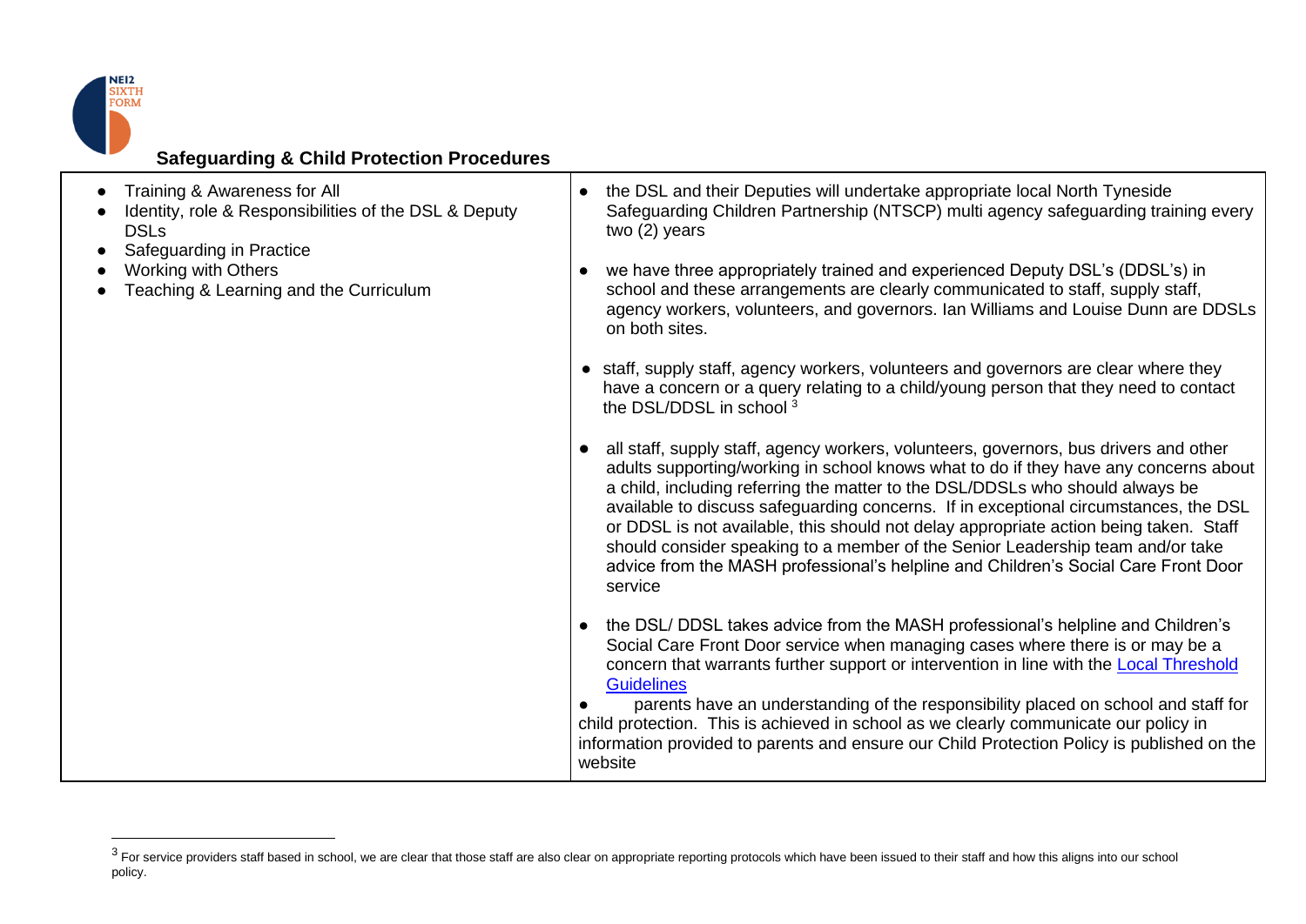**Safeguarding & Child Protection Procedures**

| | |
|---|---|
| • Training & Awareness for All<br>• Identity, role & Responsibilities of the DSL & Deputy DSLs<br>• Safeguarding in Practice<br>• Working with Others<br>• Teaching & Learning and the Curriculum | • the DSL and their Deputies will undertake appropriate local North Tyneside Safeguarding Children Partnership (NTSCP) multi agency safeguarding training every two (2) years<br><br>• we have three appropriately trained and experienced Deputy DSL's (DDSL's) in school and these arrangements are clearly communicated to staff, supply staff, agency workers, volunteers, and governors. Ian Williams and Louise Dunn are DDSLs on both sites.<br><br>• staff, supply staff, agency workers, volunteers and governors are clear where they have a concern or a query relating to a child/young person that they need to contact the DSL/DDSL in school [3]<br><br>• all staff, supply staff, agency workers, volunteers, governors, bus drivers and other adults supporting/working in school knows what to do if they have any concerns about a child, including referring the matter to the DSL/DDSLs who should always be available to discuss safeguarding concerns. If in exceptional circumstances, the DSL or DDSL is not available, this should not delay appropriate action being taken. Staff should consider speaking to a member of the Senior Leadership team and/or take advice from the MASH professional's helpline and Children's Social Care Front Door service<br><br>• the DSL/ DDSL takes advice from the MASH professional's helpline and Children's Social Care Front Door service when managing cases where there is or may be a concern that warrants further support or intervention in line with the Local Threshold Guidelines<br>• parents have an understanding of the responsibility placed on school and staff for child protection. This is achieved in school as we clearly communicate our policy in information provided to parents and ensure our Child Protection Policy is published on the website |

[3] For service providers staff based in school, we are clear that those staff are also clear on appropriate reporting protocols which have been issued to their staff and how this aligns into our school policy.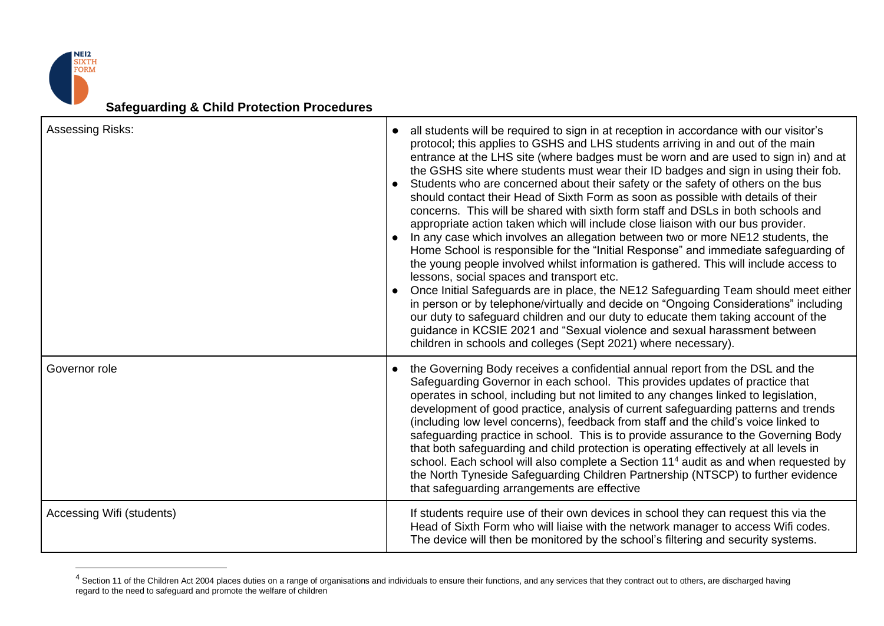**Safeguarding & Child Protection Procedures**

| | |
|---|---|
| Assessing Risks: | • all students will be required to sign in at reception in accordance with our visitor's protocol; this applies to GSHS and LHS students arriving in and out of the main entrance at the LHS site (where badges must be worn and are used to sign in) and at the GSHS site where students must wear their ID badges and sign in using their fob.<br>• Students who are concerned about their safety or the safety of others on the bus should contact their Head of Sixth Form as soon as possible with details of their concerns. This will be shared with sixth form staff and DSLs in both schools and appropriate action taken which will include close liaison with our bus provider.<br>• In any case which involves an allegation between two or more NE12 students, the Home School is responsible for the "Initial Response" and immediate safeguarding of the young people involved whilst information is gathered. This will include access to lessons, social spaces and transport etc.<br>• Once Initial Safeguards are in place, the NE12 Safeguarding Team should meet either in person or by telephone/virtually and decide on "Ongoing Considerations" including our duty to safeguard children and our duty to educate them taking account of the guidance in KCSIE 2021 and "Sexual violence and sexual harassment between children in schools and colleges (Sept 2021) where necessary). |
| Governor role | • the Governing Body receives a confidential annual report from the DSL and the Safeguarding Governor in each school. This provides updates of practice that operates in school, including but not limited to any changes linked to legislation, development of good practice, analysis of current safeguarding patterns and trends (including low level concerns), feedback from staff and the child's voice linked to safeguarding practice in school. This is to provide assurance to the Governing Body that both safeguarding and child protection is operating effectively at all levels in school. Each school will also complete a Section 11[4] audit as and when requested by the North Tyneside Safeguarding Children Partnership (NTSCP) to further evidence that safeguarding arrangements are effective |
| Accessing Wifi (students) | If students require use of their own devices in school they can request this via the Head of Sixth Form who will liaise with the network manager to access Wifi codes. The device will then be monitored by the school's filtering and security systems. |

[4] Section 11 of the Children Act 2004 places duties on a range of organisations and individuals to ensure their functions, and any services that they contract out to others, are discharged having regard to the need to safeguard and promote the welfare of children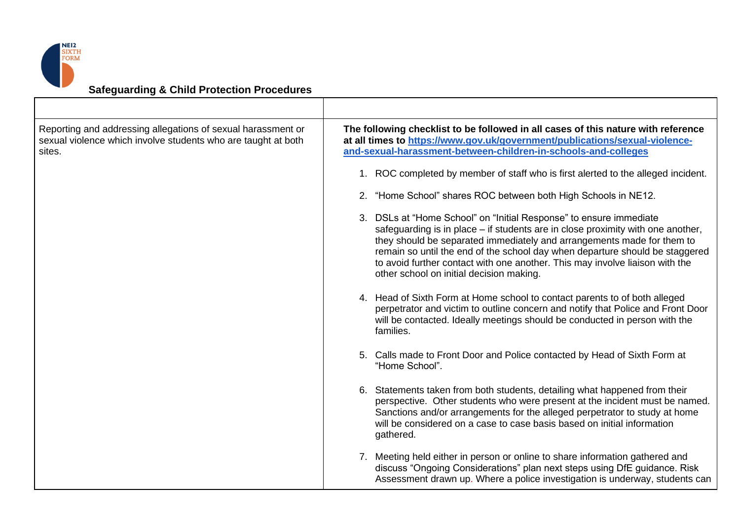## Safeguarding & Child Protection Procedures

| | |
|---|---|
| Reporting and addressing allegations of sexual harassment or sexual violence which involve students who are taught at both sites. | **The following checklist to be followed in all cases of this nature with reference at all times to [https://www.gov.uk/government/publications/sexual-violence-and-sexual-harassment-between-children-in-schools-and-colleges](https://www.gov.uk/government/publications/sexual-violence-and-sexual-harassment-between-children-in-schools-and-colleges)**<br><br>1. ROC completed by member of staff who is first alerted to the alleged incident.<br>2. "Home School" shares ROC between both High Schools in NE12.<br>3. DSLs at "Home School" on "Initial Response" to ensure immediate safeguarding is in place – if students are in close proximity with one another, they should be separated immediately and arrangements made for them to remain so until the end of the school day when departure should be staggered to avoid further contact with one another. This may involve liaison with the other school on initial decision making.<br>4. Head of Sixth Form at Home school to contact parents to of both alleged perpetrator and victim to outline concern and notify that Police and Front Door will be contacted. Ideally meetings should be conducted in person with the families.<br>5. Calls made to Front Door and Police contacted by Head of Sixth Form at "Home School".<br>6. Statements taken from both students, detailing what happened from their perspective. Other students who were present at the incident must be named. Sanctions and/or arrangements for the alleged perpetrator to study at home will be considered on a case to case basis based on initial information gathered.<br>7. Meeting held either in person or online to share information gathered and discuss "Ongoing Considerations" plan next steps using DfE guidance. Risk Assessment drawn up. Where a police investigation is underway, students can |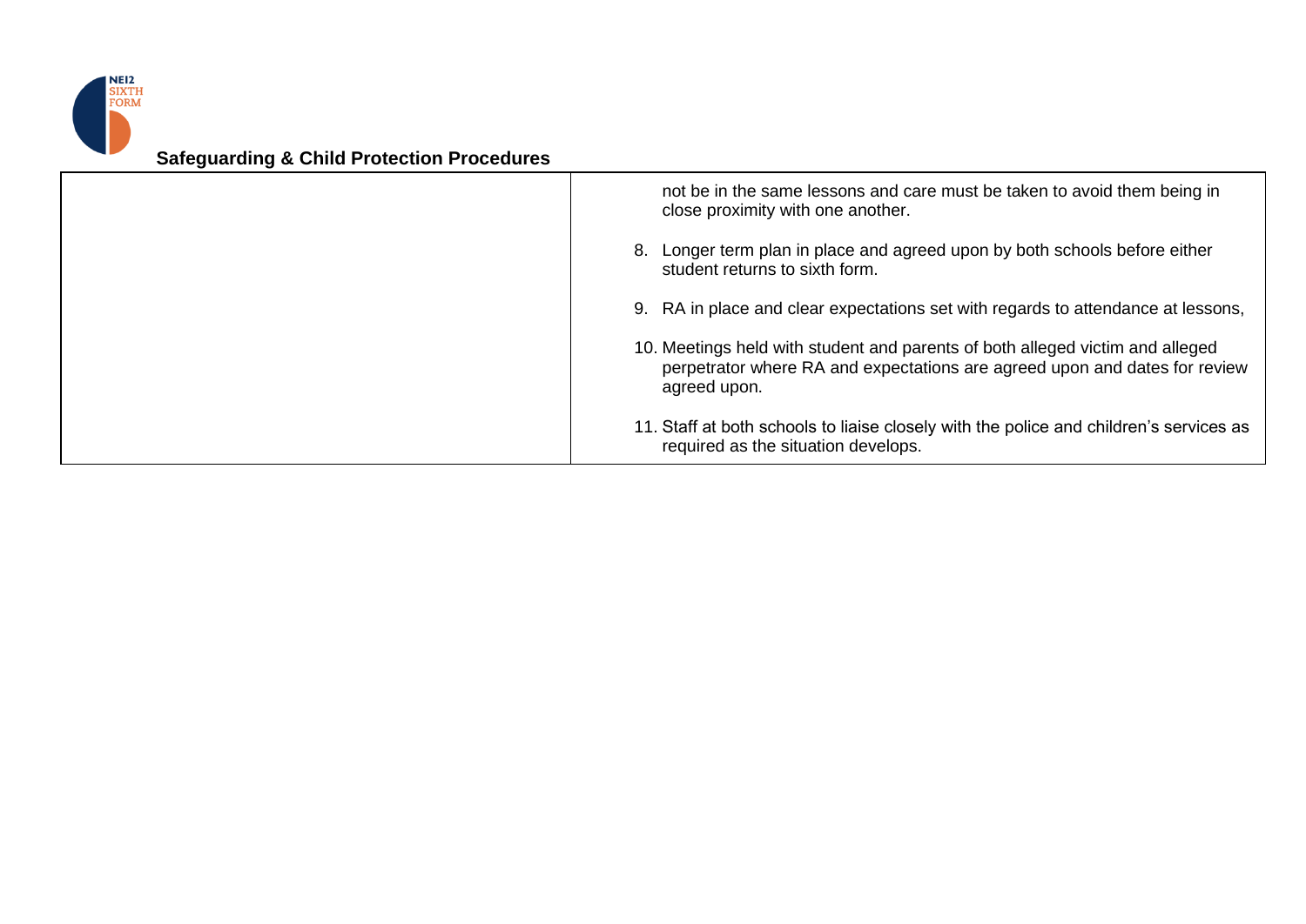| | |
|---|---|
| | not be in the same lessons and care must be taken to avoid them being in close proximity with one another.<br><br>8. Longer term plan in place and agreed upon by both schools before either student returns to sixth form.<br><br>9. RA in place and clear expectations set with regards to attendance at lessons,<br><br>10. Meetings held with student and parents of both alleged victim and alleged perpetrator where RA and expectations are agreed upon and dates for review agreed upon.<br><br>11. Staff at both schools to liaise closely with the police and children's services as required as the situation develops. |